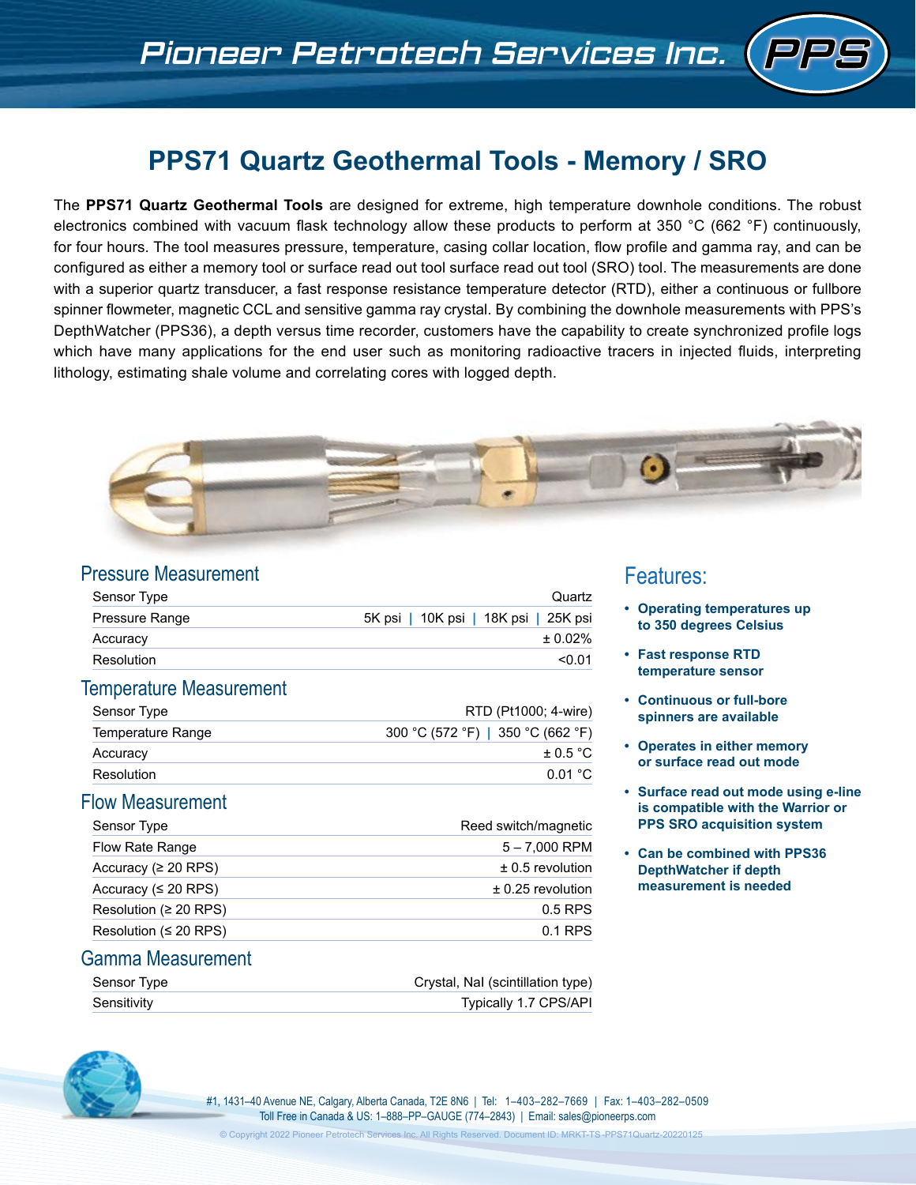# PPS71 Quartz Geothermal Tools - Memory / SRO

The **PPS71 Quartz Geothermal Tools** are designed for extreme, high temperature downhole conditions. The robust electronics combined with vacuum flask technology allow these products to perform at 350 °C (662 °F) continuously, for four hours. The tool measures pressure, temperature, casing collar location, flow profile and gamma ray, and can be configured as either a memory tool or surface read out tool surface read out tool (SRO) tool. The measurements are done with a superior quartz transducer, a fast response resistance temperature detector (RTD), either a continuous or fullbore spinner flowmeter, magnetic CCL and sensitive gamma ray crystal. By combining the downhole measurements with PPS's DepthWatcher (PPS36), a depth versus time recorder, customers have the capability to create synchronized profile logs which have many applications for the end user such as monitoring radioactive tracers in injected fluids, interpreting lithology, estimating shale volume and correlating cores with logged depth.

## Pressure Measurement

| | |
|---|---|
| Sensor Type | Quartz |
| Pressure Range | 5K psi \| 10K psi \| 18K psi \| 25K psi |
| Accuracy | ± 0.02% |
| Resolution | <0.01 |

## Temperature Measurement

| | |
|---|---|
| Sensor Type | RTD (Pt1000; 4-wire) |
| Temperature Range | 300 °C (572 °F) \| 350 °C (662 °F) |
| Accuracy | ± 0.5 °C |
| Resolution | 0.01 °C |

## Flow Measurement

| | |
|---|---|
| Sensor Type | Reed switch/magnetic |
| Flow Rate Range | 5 – 7,000 RPM |
| Accuracy (≥ 20 RPS) | ± 0.5 revolution |
| Accuracy (≤ 20 RPS) | ± 0.25 revolution |
| Resolution (≥ 20 RPS) | 0.5 RPS |
| Resolution (≤ 20 RPS) | 0.1 RPS |

## Gamma Measurement

| | |
|---|---|
| Sensor Type | Crystal, NaI (scintillation type) |
| Sensitivity | Typically 1.7 CPS/API |

## Features:

- **Operating temperatures up to 350 degrees Celsius**
- **Fast response RTD temperature sensor**
- **Continuous or full-bore spinners are available**
- **Operates in either memory or surface read out mode**
- **Surface read out mode using e-line is compatible with the Warrior or PPS SRO acquisition system**
- **Can be combined with PPS36 DepthWatcher if depth measurement is needed**

#1, 1431–40 Avenue NE, Calgary, Alberta Canada, T2E 8N6 | Tel: 1–403–282–7669 | Fax: 1–403–282–0509
Toll Free in Canada & US: 1–888–PP–GAUGE (774–2843) | Email: sales@pioneerps.com

© Copyright 2022 Pioneer Petrotech Services Inc. All Rights Reserved. Document ID: MRKT-TS-PPS71Quartz-20220125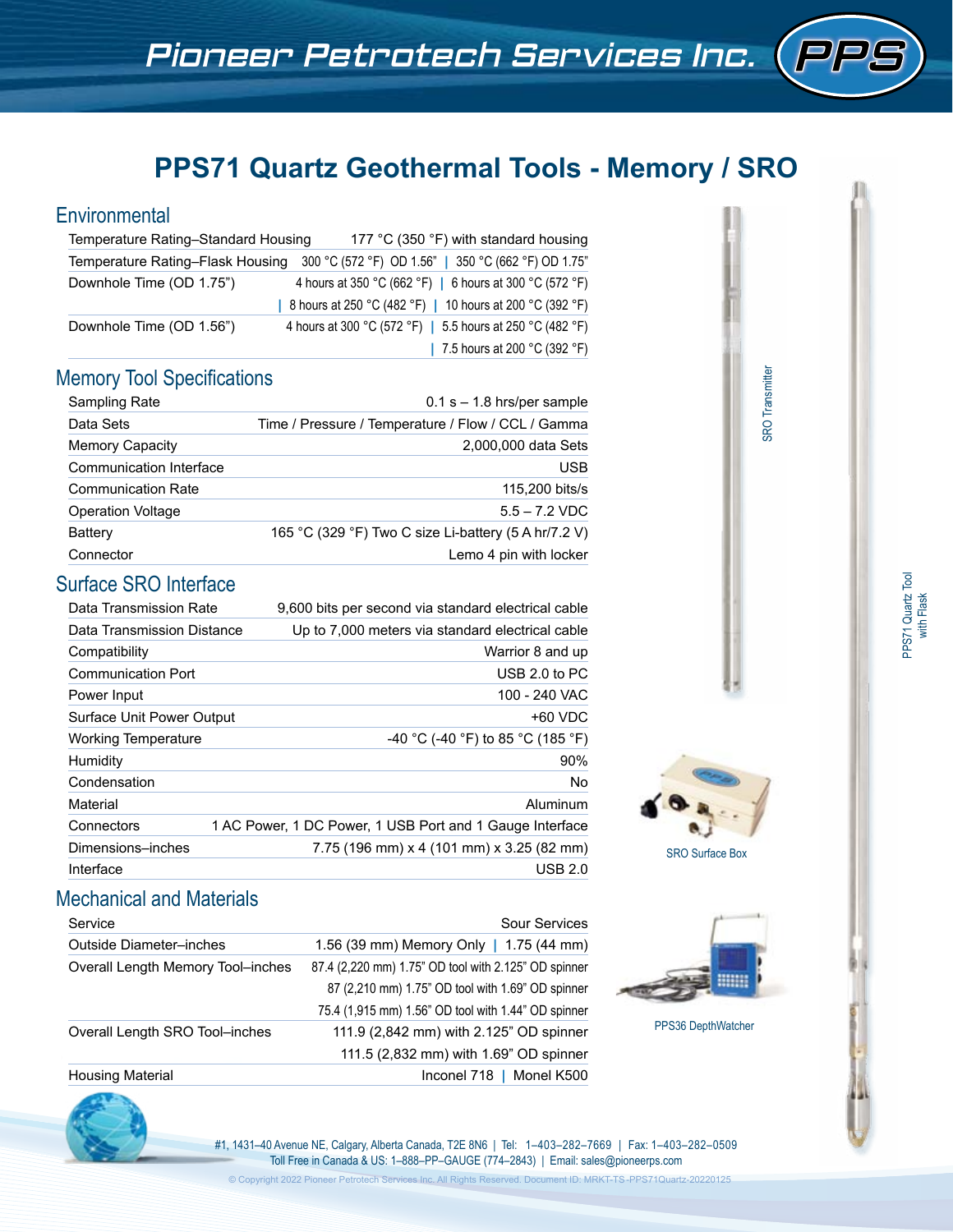# PPS71 Quartz Geothermal Tools - Memory / SRO

## Environmental

| | |
|---|---|
| Temperature Rating–Standard Housing | 177 °C (350 °F) with standard housing |
| Temperature Rating–Flask Housing | 300 °C (572 °F) OD 1.56" \| 350 °C (662 °F) OD 1.75" |
| Downhole Time (OD 1.75") | 4 hours at 350 °C (662 °F) \| 6 hours at 300 °C (572 °F) \| 8 hours at 250 °C (482 °F) \| 10 hours at 200 °C (392 °F) |
| Downhole Time (OD 1.56") | 4 hours at 300 °C (572 °F) \| 5.5 hours at 250 °C (482 °F) \| 7.5 hours at 200 °C (392 °F) |

## Memory Tool Specifications

| | |
|---|---|
| Sampling Rate | 0.1 s – 1.8 hrs/per sample |
| Data Sets | Time / Pressure / Temperature / Flow / CCL / Gamma |
| Memory Capacity | 2,000,000 data Sets |
| Communication Interface | USB |
| Communication Rate | 115,200 bits/s |
| Operation Voltage | 5.5 – 7.2 VDC |
| Battery | 165 °C (329 °F) Two C size Li-battery (5 A hr/7.2 V) |
| Connector | Lemo 4 pin with locker |

## Surface SRO Interface

| | |
|---|---|
| Data Transmission Rate | 9,600 bits per second via standard electrical cable |
| Data Transmission Distance | Up to 7,000 meters via standard electrical cable |
| Compatibility | Warrior 8 and up |
| Communication Port | USB 2.0 to PC |
| Power Input | 100 - 240 VAC |
| Surface Unit Power Output | +60 VDC |
| Working Temperature | -40 °C (-40 °F) to 85 °C (185 °F) |
| Humidity | 90% |
| Condensation | No |
| Material | Aluminum |
| Connectors | 1 AC Power, 1 DC Power, 1 USB Port and 1 Gauge Interface |
| Dimensions–inches | 7.75 (196 mm) x 4 (101 mm) x 3.25 (82 mm) |
| Interface | USB 2.0 |

## Mechanical and Materials

| | |
|---|---|
| Service | Sour Services |
| Outside Diameter–inches | 1.56 (39 mm) Memory Only \| 1.75 (44 mm) |
| Overall Length Memory Tool–inches | 87.4 (2,220 mm) 1.75" OD tool with 2.125" OD spinner<br>87 (2,210 mm) 1.75" OD tool with 1.69" OD spinner<br>75.4 (1,915 mm) 1.56" OD tool with 1.44" OD spinner |
| Overall Length SRO Tool–inches | 111.9 (2,842 mm) with 2.125" OD spinner<br>111.5 (2,832 mm) with 1.69" OD spinner |
| Housing Material | Inconel 718 \| Monel K500 |

SRO Transmitter

PPS71 Quartz Tool with Flask

SRO Surface Box

PPS36 DepthWatcher

#1, 1431–40 Avenue NE, Calgary, Alberta Canada, T2E 8N6 | Tel: 1–403–282–7669 | Fax: 1–403–282–0509
Toll Free in Canada & US: 1–888–PP–GAUGE (774–2843) | Email: sales@pioneerps.com

© Copyright 2022 Pioneer Petrotech Services Inc. All Rights Reserved. Document ID: MRKT-TS-PPS71Quartz-20220125